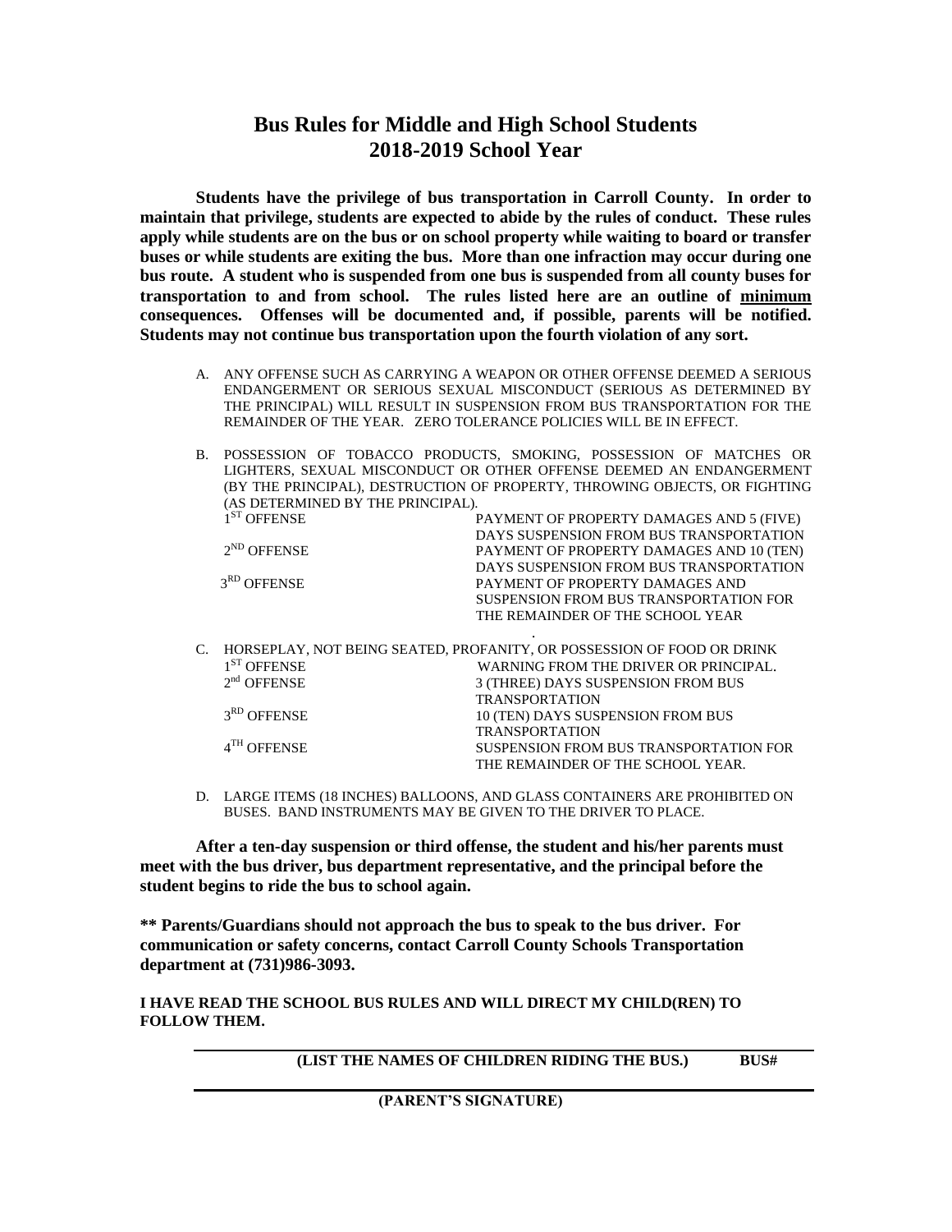# Bus Rules for Middle and High School Students
# 2018-2019 School Year

**Students have the privilege of bus transportation in Carroll County. In order to maintain that privilege, students are expected to abide by the rules of conduct. These rules apply while students are on the bus or on school property while waiting to board or transfer buses or while students are exiting the bus. More than one infraction may occur during one bus route. A student who is suspended from one bus is suspended from all county buses for transportation to and from school. The rules listed here are an outline of <u>minimum</u> consequences. Offenses will be documented and, if possible, parents will be notified. Students may not continue bus transportation upon the fourth violation of any sort.**

A. ANY OFFENSE SUCH AS CARRYING A WEAPON OR OTHER OFFENSE DEEMED A SERIOUS ENDANGERMENT OR SERIOUS SEXUAL MISCONDUCT (SERIOUS AS DETERMINED BY THE PRINCIPAL) WILL RESULT IN SUSPENSION FROM BUS TRANSPORTATION FOR THE REMAINDER OF THE YEAR. ZERO TOLERANCE POLICIES WILL BE IN EFFECT.

B. POSSESSION OF TOBACCO PRODUCTS, SMOKING, POSSESSION OF MATCHES OR LIGHTERS, SEXUAL MISCONDUCT OR OTHER OFFENSE DEEMED AN ENDANGERMENT (BY THE PRINCIPAL), DESTRUCTION OF PROPERTY, THROWING OBJECTS, OR FIGHTING (AS DETERMINED BY THE PRINCIPAL).

| | |
|---|---|
| 1ST OFFENSE | PAYMENT OF PROPERTY DAMAGES AND 5 (FIVE) DAYS SUSPENSION FROM BUS TRANSPORTATION |
| 2ND OFFENSE | PAYMENT OF PROPERTY DAMAGES AND 10 (TEN) DAYS SUSPENSION FROM BUS TRANSPORTATION |
| 3RD OFFENSE | PAYMENT OF PROPERTY DAMAGES AND SUSPENSION FROM BUS TRANSPORTATION FOR THE REMAINDER OF THE SCHOOL YEAR |

C. HORSEPLAY, NOT BEING SEATED, PROFANITY, OR POSSESSION OF FOOD OR DRINK

| | |
|---|---|
| 1ST OFFENSE | WARNING FROM THE DRIVER OR PRINCIPAL. |
| 2nd OFFENSE | 3 (THREE) DAYS SUSPENSION FROM BUS TRANSPORTATION |
| 3RD OFFENSE | 10 (TEN) DAYS SUSPENSION FROM BUS TRANSPORTATION |
| 4TH OFFENSE | SUSPENSION FROM BUS TRANSPORTATION FOR THE REMAINDER OF THE SCHOOL YEAR. |

D. LARGE ITEMS (18 INCHES) BALLOONS, AND GLASS CONTAINERS ARE PROHIBITED ON BUSES. BAND INSTRUMENTS MAY BE GIVEN TO THE DRIVER TO PLACE.

**After a ten-day suspension or third offense, the student and his/her parents must meet with the bus driver, bus department representative, and the principal before the student begins to ride the bus to school again.**

**\*\* Parents/Guardians should not approach the bus to speak to the bus driver. For communication or safety concerns, contact Carroll County Schools Transportation department at (731)986-3093.**

**I HAVE READ THE SCHOOL BUS RULES AND WILL DIRECT MY CHILD(REN) TO FOLLOW THEM.**

______________________________________________

**(LIST THE NAMES OF CHILDREN RIDING THE BUS.) BUS#**

______________________________________________

**(PARENT'S SIGNATURE)**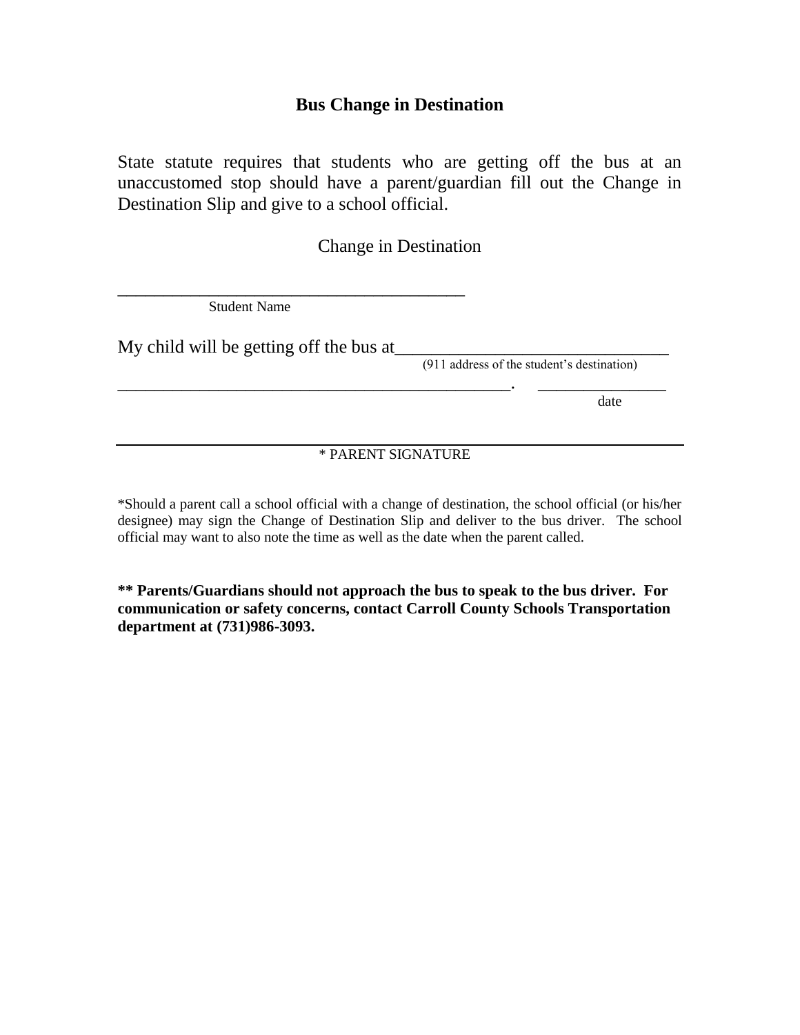# Bus Change in Destination

State statute requires that students who are getting off the bus at an unaccustomed stop should have a parent/guardian fill out the Change in Destination Slip and give to a school official.

Change in Destination

_________________________________________
Student Name

My child will be getting off the bus at_______________________________
(911 address of the student's destination)

______________________________________________. _______________
date

_____________________________________________________________
* PARENT SIGNATURE

*Should a parent call a school official with a change of destination, the school official (or his/her designee) may sign the Change of Destination Slip and deliver to the bus driver. The school official may want to also note the time as well as the date when the parent called.

**** Parents/Guardians should not approach the bus to speak to the bus driver. For communication or safety concerns, contact Carroll County Schools Transportation department at (731)986-3093.**